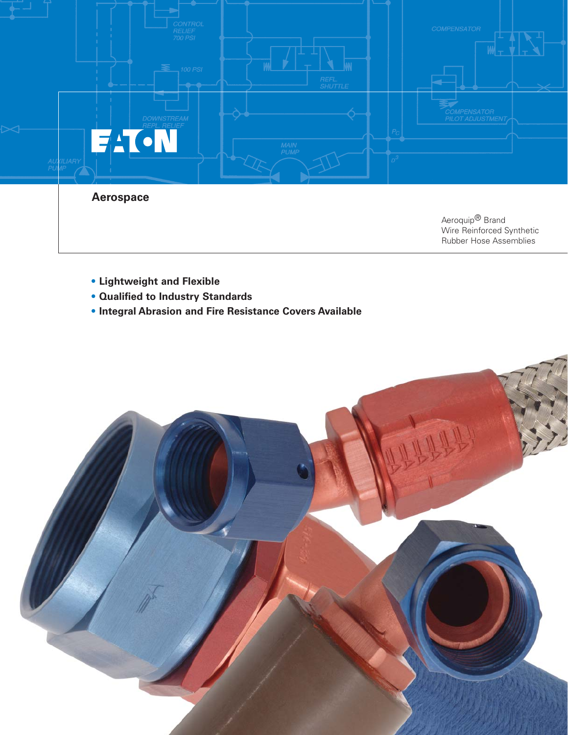# Aerospace

Aeroquip® Brand
Wire Reinforced Synthetic
Rubber Hose Assemblies

- **Lightweight and Flexible**
- **Qualified to Industry Standards**
- **Integral Abrasion and Fire Resistance Covers Available**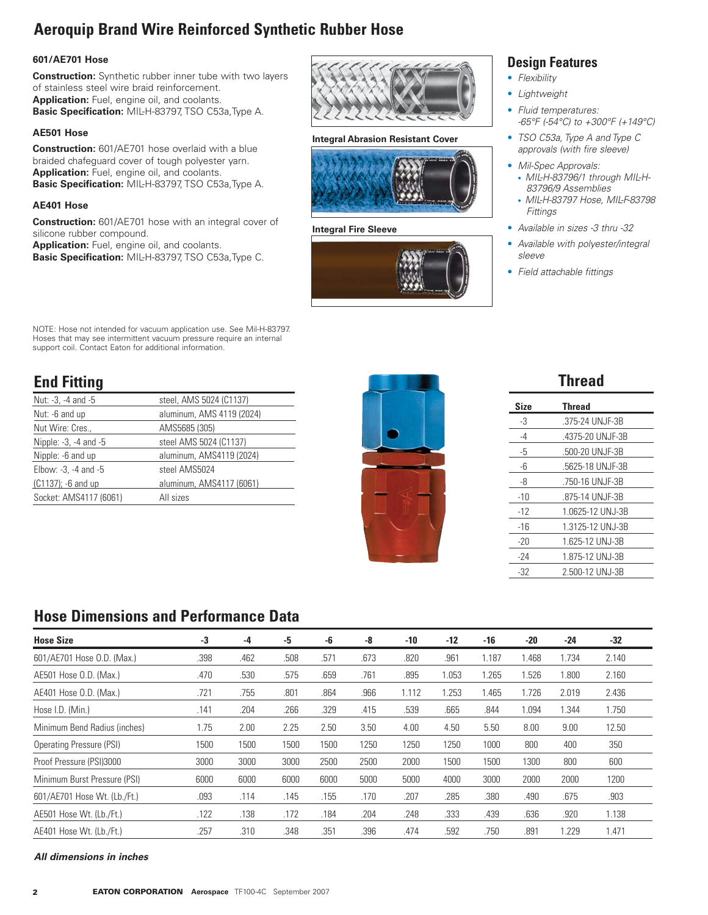# Aeroquip Brand Wire Reinforced Synthetic Rubber Hose

### 601/AE701 Hose

**Construction:** Synthetic rubber inner tube with two layers of stainless steel wire braid reinforcement.
**Application:** Fuel, engine oil, and coolants.
**Basic Specification:** MIL-H-83797, TSO C53a, Type A.

### AE501 Hose

**Construction:** 601/AE701 hose overlaid with a blue braided chafeguard cover of tough polyester yarn.
**Application:** Fuel, engine oil, and coolants.
**Basic Specification:** MIL-H-83797, TSO C53a, Type A.

### AE401 Hose

**Construction:** 601/AE701 hose with an integral cover of silicone rubber compound.
**Application:** Fuel, engine oil, and coolants.
**Basic Specification:** MIL-H-83797, TSO C53a, Type C.

**Integral Abrasion Resistant Cover**

**Integral Fire Sleeve**

## Design Features

- *Flexibility*
- *Lightweight*
- *Fluid temperatures: -65°F (-54°C) to +300°F (+149°C)*
- *TSO C53a, Type A and Type C approvals (with fire sleeve)*
- *Mil-Spec Approvals:*
  - *MIL-H-83796/1 through MIL-H-83796/9 Assemblies*
  - *MIL-H-83797 Hose, MIL-F-83798 Fittings*
- *Available in sizes -3 thru -32*
- *Available with polyester/integral sleeve*
- *Field attachable fittings*

NOTE: Hose not intended for vacuum application use. See Mil-H-83797. Hoses that may see intermittent vacuum pressure require an internal support coil. Contact Eaton for additional information.

## End Fitting

| | |
|---|---|
| Nut: -3, -4 and -5 | steel, AMS 5024 (C1137) |
| Nut: -6 and up | aluminum, AMS 4119 (2024) |
| Nut Wire: Cres., | AMS5685 (305) |
| Nipple: -3, -4 and -5 | steel AMS 5024 (C1137) |
| Nipple: -6 and up | aluminum, AMS4119 (2024) |
| Elbow: -3, -4 and -5 | steel AMS5024 |
| (C1137); -6 and up | aluminum, AMS4117 (6061) |
| Socket: AMS4117 (6061) | All sizes |

## Thread

| Size | Thread |
|---|---|
| -3 | .375-24 UNJF-3B |
| -4 | .4375-20 UNJF-3B |
| -5 | .500-20 UNJF-3B |
| -6 | .5625-18 UNJF-3B |
| -8 | .750-16 UNJF-3B |
| -10 | .875-14 UNJF-3B |
| -12 | 1.0625-12 UNJ-3B |
| -16 | 1.3125-12 UNJ-3B |
| -20 | 1.625-12 UNJ-3B |
| -24 | 1.875-12 UNJ-3B |
| -32 | 2.500-12 UNJ-3B |

## Hose Dimensions and Performance Data

| Hose Size | -3 | -4 | -5 | -6 | -8 | -10 | -12 | -16 | -20 | -24 | -32 |
|---|---|---|---|---|---|---|---|---|---|---|---|
| 601/AE701 Hose O.D. (Max.) | .398 | .462 | .508 | .571 | .673 | .820 | .961 | 1.187 | 1.468 | 1.734 | 2.140 |
| AE501 Hose O.D. (Max.) | .470 | .530 | .575 | .659 | .761 | .895 | 1.053 | 1.265 | 1.526 | 1.800 | 2.160 |
| AE401 Hose O.D. (Max.) | .721 | .755 | .801 | .864 | .966 | 1.112 | 1.253 | 1.465 | 1.726 | 2.019 | 2.436 |
| Hose I.D. (Min.) | .141 | .204 | .266 | .329 | .415 | .539 | .665 | .844 | 1.094 | 1.344 | 1.750 |
| Minimum Bend Radius (inches) | 1.75 | 2.00 | 2.25 | 2.50 | 3.50 | 4.00 | 4.50 | 5.50 | 8.00 | 9.00 | 12.50 |
| Operating Pressure (PSI) | 1500 | 1500 | 1500 | 1500 | 1250 | 1250 | 1250 | 1000 | 800 | 400 | 350 |
| Proof Pressure (PSI)3000 | 3000 | 3000 | 3000 | 2500 | 2500 | 2000 | 1500 | 1500 | 1300 | 800 | 600 |
| Minimum Burst Pressure (PSI) | 6000 | 6000 | 6000 | 6000 | 5000 | 5000 | 4000 | 3000 | 2000 | 2000 | 1200 |
| 601/AE701 Hose Wt. (Lb./Ft.) | .093 | .114 | .145 | .155 | .170 | .207 | .285 | .380 | .490 | .675 | .903 |
| AE501 Hose Wt. (Lb./Ft.) | .122 | .138 | .172 | .184 | .204 | .248 | .333 | .439 | .636 | .920 | 1.138 |
| AE401 Hose Wt. (Lb./Ft.) | .257 | .310 | .348 | .351 | .396 | .474 | .592 | .750 | .891 | 1.229 | 1.471 |

***All dimensions in inches***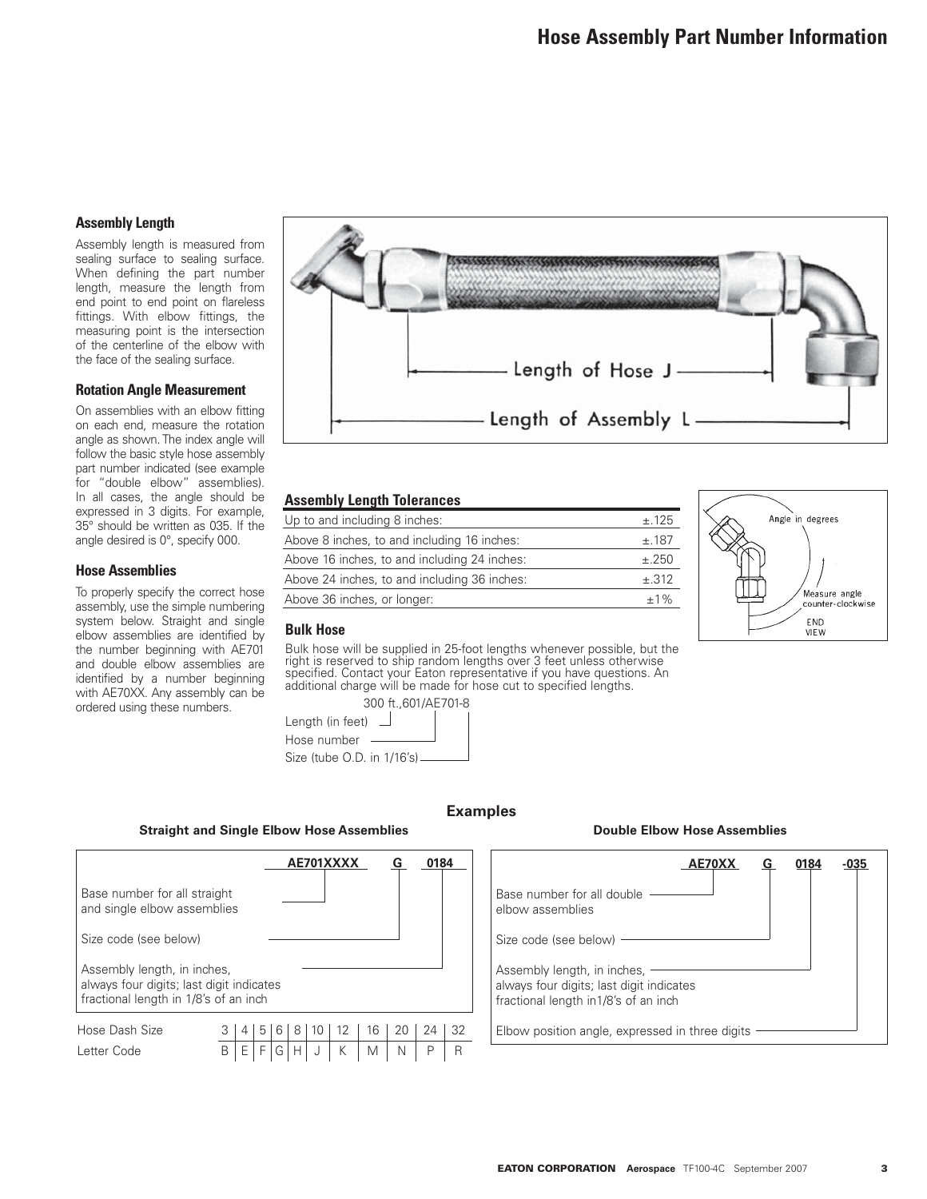# Hose Assembly Part Number Information

### Assembly Length

Assembly length is measured from sealing surface to sealing surface. When defining the part number length, measure the length from end point to end point on flareless fittings. With elbow fittings, the measuring point is the intersection of the centerline of the elbow with the face of the sealing surface.

Length of Hose J

Length of Assembly L

### Rotation Angle Measurement

On assemblies with an elbow fitting on each end, measure the rotation angle as shown. The index angle will follow the basic style hose assembly part number indicated (see example for "double elbow" assemblies). In all cases, the angle should be expressed in 3 digits. For example, 35° should be written as 035. If the angle desired is 0°, specify 000.

Angle in degrees

Measure angle counter-clockwise

END VIEW

### Hose Assemblies

To properly specify the correct hose assembly, use the simple numbering system below. Straight and single elbow assemblies are identified by the number beginning with AE701 and double elbow assemblies are identified by a number beginning with AE70XX. Any assembly can be ordered using these numbers.

### Assembly Length Tolerances

| | |
|---|---|
| Up to and including 8 inches: | ±.125 |
| Above 8 inches, to and including 16 inches: | ±.187 |
| Above 16 inches, to and including 24 inches: | ±.250 |
| Above 24 inches, to and including 36 inches: | ±.312 |
| Above 36 inches, or longer: | ±1% |

### Bulk Hose

Bulk hose will be supplied in 25-foot lengths whenever possible, but the right is reserved to ship random lengths over 3 feet unless otherwise specified. Contact your Eaton representative if you have questions. An additional charge will be made for hose cut to specified lengths.

300 ft.,601/AE701-8

- Length (in feet) — 300 ft.
- Hose number — 601
- Size (tube O.D. in 1/16's) — AE701-8

## Examples

### Straight and Single Elbow Hose Assemblies

**AE701XXXX G 0184**

- Base number for all straight and single elbow assemblies — AE701XXXX
- Size code (see below) — G
- Assembly length, in inches, always four digits; last digit indicates fractional length in 1/8's of an inch — 0184

| Hose Dash Size | 3 | 4 | 5 | 6 | 8 | 10 | 12 | 16 | 20 | 24 | 32 |
|---|---|---|---|---|---|---|---|---|---|---|---|
| Letter Code | B | E | F | G | H | J | K | M | N | P | R |

### Double Elbow Hose Assemblies

**AE70XX G 0184 -035**

- Base number for all double elbow assemblies — AE70XX
- Size code (see below) — G
- Assembly length, in inches, always four digits; last digit indicates fractional length in1/8's of an inch — 0184
- Elbow position angle, expressed in three digits — -035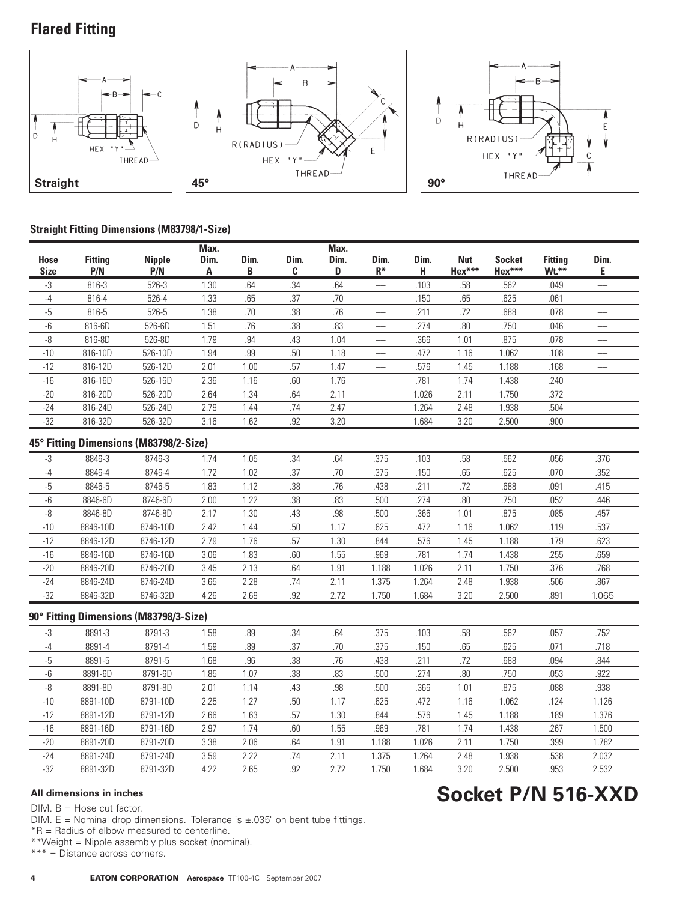# Flared Fitting

Straight

45°

90°

### Straight Fitting Dimensions (M83798/1-Size)

| Hose Size | Fitting P/N | Nipple P/N | Max. Dim. A | Dim. B | Dim. C | Max. Dim. D | Dim. R* | Dim. H | Nut Hex*** | Socket Hex*** | Fitting Wt.** | Dim. E |
|---|---|---|---|---|---|---|---|---|---|---|---|---|
| -3 | 816-3 | 526-3 | 1.30 | .64 | .34 | .64 | — | .103 | .58 | .562 | .049 | — |
| -4 | 816-4 | 526-4 | 1.33 | .65 | .37 | .70 | — | .150 | .65 | .625 | .061 | — |
| -5 | 816-5 | 526-5 | 1.38 | .70 | .38 | .76 | — | .211 | .72 | .688 | .078 | — |
| -6 | 816-6D | 526-6D | 1.51 | .76 | .38 | .83 | — | .274 | .80 | .750 | .046 | — |
| -8 | 816-8D | 526-8D | 1.79 | .94 | .43 | 1.04 | — | .366 | 1.01 | .875 | .078 | — |
| -10 | 816-10D | 526-10D | 1.94 | .99 | .50 | 1.18 | — | .472 | 1.16 | 1.062 | .108 | — |
| -12 | 816-12D | 526-12D | 2.01 | 1.00 | .57 | 1.47 | — | .576 | 1.45 | 1.188 | .168 | — |
| -16 | 816-16D | 526-16D | 2.36 | 1.16 | .60 | 1.76 | — | .781 | 1.74 | 1.438 | .240 | — |
| -20 | 816-20D | 526-20D | 2.64 | 1.34 | .64 | 2.11 | — | 1.026 | 2.11 | 1.750 | .372 | — |
| -24 | 816-24D | 526-24D | 2.79 | 1.44 | .74 | 2.47 | — | 1.264 | 2.48 | 1.938 | .504 | — |
| -32 | 816-32D | 526-32D | 3.16 | 1.62 | .92 | 3.20 | — | 1.684 | 3.20 | 2.500 | .900 | — |

### 45° Fitting Dimensions (M83798/2-Size)

| Hose Size | Fitting P/N | Nipple P/N | Max. Dim. A | Dim. B | Dim. C | Max. Dim. D | Dim. R* | Dim. H | Nut Hex*** | Socket Hex*** | Fitting Wt.** | Dim. E |
|---|---|---|---|---|---|---|---|---|---|---|---|---|
| -3 | 8846-3 | 8746-3 | 1.74 | 1.05 | .34 | .64 | .375 | .103 | .58 | .562 | .056 | .376 |
| -4 | 8846-4 | 8746-4 | 1.72 | 1.02 | .37 | .70 | .375 | .150 | .65 | .625 | .070 | .352 |
| -5 | 8846-5 | 8746-5 | 1.83 | 1.12 | .38 | .76 | .438 | .211 | .72 | .688 | .091 | .415 |
| -6 | 8846-6D | 8746-6D | 2.00 | 1.22 | .38 | .83 | .500 | .274 | .80 | .750 | .052 | .446 |
| -8 | 8846-8D | 8746-8D | 2.17 | 1.30 | .43 | .98 | .500 | .366 | 1.01 | .875 | .085 | .457 |
| -10 | 8846-10D | 8746-10D | 2.42 | 1.44 | .50 | 1.17 | .625 | .472 | 1.16 | 1.062 | .119 | .537 |
| -12 | 8846-12D | 8746-12D | 2.79 | 1.76 | .57 | 1.30 | .844 | .576 | 1.45 | 1.188 | .179 | .623 |
| -16 | 8846-16D | 8746-16D | 3.06 | 1.83 | .60 | 1.55 | .969 | .781 | 1.74 | 1.438 | .255 | .659 |
| -20 | 8846-20D | 8746-20D | 3.45 | 2.13 | .64 | 1.91 | 1.188 | 1.026 | 2.11 | 1.750 | .376 | .768 |
| -24 | 8846-24D | 8746-24D | 3.65 | 2.28 | .74 | 2.11 | 1.375 | 1.264 | 2.48 | 1.938 | .506 | .867 |
| -32 | 8846-32D | 8746-32D | 4.26 | 2.69 | .92 | 2.72 | 1.750 | 1.684 | 3.20 | 2.500 | .891 | 1.065 |

### 90° Fitting Dimensions (M83798/3-Size)

| Hose Size | Fitting P/N | Nipple P/N | Max. Dim. A | Dim. B | Dim. C | Max. Dim. D | Dim. R* | Dim. H | Nut Hex*** | Socket Hex*** | Fitting Wt.** | Dim. E |
|---|---|---|---|---|---|---|---|---|---|---|---|---|
| -3 | 8891-3 | 8791-3 | 1.58 | .89 | .34 | .64 | .375 | .103 | .58 | .562 | .057 | .752 |
| -4 | 8891-4 | 8791-4 | 1.59 | .89 | .37 | .70 | .375 | .150 | .65 | .625 | .071 | .718 |
| -5 | 8891-5 | 8791-5 | 1.68 | .96 | .38 | .76 | .438 | .211 | .72 | .688 | .094 | .844 |
| -6 | 8891-6D | 8791-6D | 1.85 | 1.07 | .38 | .83 | .500 | .274 | .80 | .750 | .053 | .922 |
| -8 | 8891-8D | 8791-8D | 2.01 | 1.14 | .43 | .98 | .500 | .366 | 1.01 | .875 | .088 | .938 |
| -10 | 8891-10D | 8791-10D | 2.25 | 1.27 | .50 | 1.17 | .625 | .472 | 1.16 | 1.062 | .124 | 1.126 |
| -12 | 8891-12D | 8791-12D | 2.66 | 1.63 | .57 | 1.30 | .844 | .576 | 1.45 | 1.188 | .189 | 1.376 |
| -16 | 8891-16D | 8791-16D | 2.97 | 1.74 | .60 | 1.55 | .969 | .781 | 1.74 | 1.438 | .267 | 1.500 |
| -20 | 8891-20D | 8791-20D | 3.38 | 2.06 | .64 | 1.91 | 1.188 | 1.026 | 2.11 | 1.750 | .399 | 1.782 |
| -24 | 8891-24D | 8791-24D | 3.59 | 2.22 | .74 | 2.11 | 1.375 | 1.264 | 2.48 | 1.938 | .538 | 2.032 |
| -32 | 8891-32D | 8791-32D | 4.22 | 2.65 | .92 | 2.72 | 1.750 | 1.684 | 3.20 | 2.500 | .953 | 2.532 |

**All dimensions in inches**

DIM. B = Hose cut factor.
DIM. E = Nominal drop dimensions. Tolerance is ±.035" on bent tube fittings.
*R = Radius of elbow measured to centerline.
**Weight = Nipple assembly plus socket (nominal).
*** = Distance across corners.

# Socket P/N 516-XXD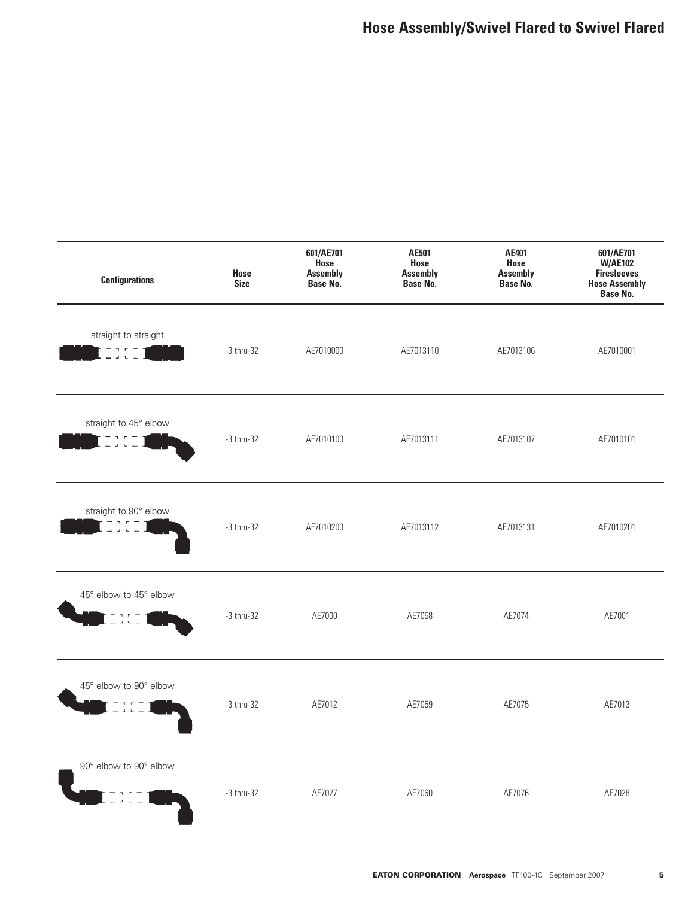# Hose Assembly/Swivel Flared to Swivel Flared

| Configurations | Hose Size | 601/AE701 Hose Assembly Base No. | AE501 Hose Assembly Base No. | AE401 Hose Assembly Base No. | 601/AE701 W/AE102 Firesleeves Hose Assembly Base No. |
|---|---|---|---|---|---|
| straight to straight | -3 thru-32 | AE7010000 | AE7013110 | AE7013106 | AE7010001 |
| straight to 45° elbow | -3 thru-32 | AE7010100 | AE7013111 | AE7013107 | AE7010101 |
| straight to 90° elbow | -3 thru-32 | AE7010200 | AE7013112 | AE7013131 | AE7010201 |
| 45° elbow to 45° elbow | -3 thru-32 | AE7000 | AE7058 | AE7074 | AE7001 |
| 45° elbow to 90° elbow | -3 thru-32 | AE7012 | AE7059 | AE7075 | AE7013 |
| 90° elbow to 90° elbow | -3 thru-32 | AE7027 | AE7060 | AE7076 | AE7028 |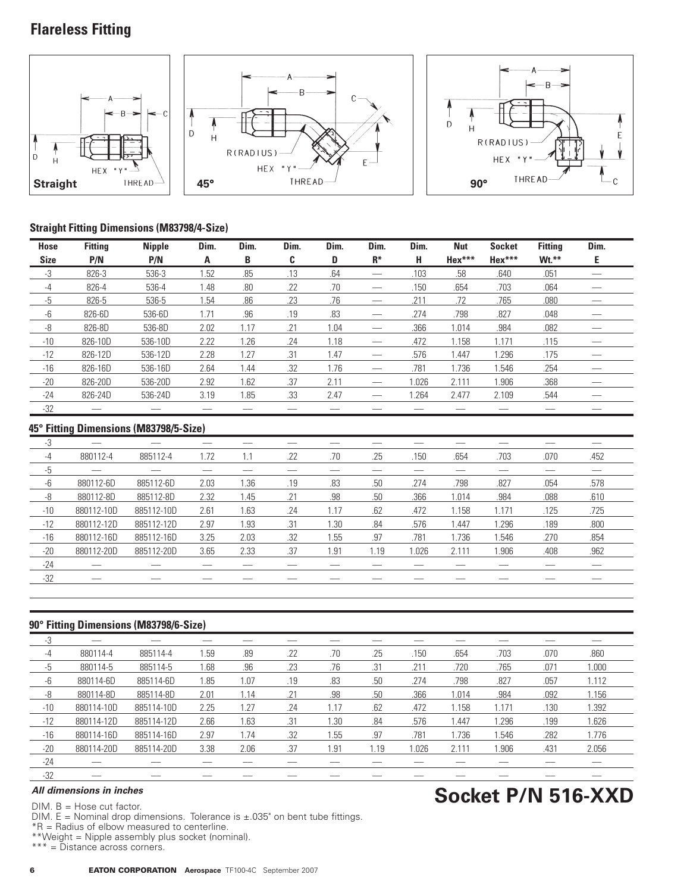## Flareless Fitting

Straight — 45° — 90°

### Straight Fitting Dimensions (M83798/4-Size)

| Hose Size | Fitting P/N | Nipple P/N | Dim. A | Dim. B | Dim. C | Dim. D | Dim. R* | Dim. H | Nut Hex*** | Socket Hex*** | Fitting Wt.** | Dim. E |
|---|---|---|---|---|---|---|---|---|---|---|---|---|
| -3 | 826-3 | 536-3 | 1.52 | .85 | .13 | .64 | — | .103 | .58 | .640 | .051 | — |
| -4 | 826-4 | 536-4 | 1.48 | .80 | .22 | .70 | — | .150 | .654 | .703 | .064 | — |
| -5 | 826-5 | 536-5 | 1.54 | .86 | .23 | .76 | — | .211 | .72 | .765 | .080 | — |
| -6 | 826-6D | 536-6D | 1.71 | .96 | .19 | .83 | — | .274 | .798 | .827 | .048 | — |
| -8 | 826-8D | 536-8D | 2.02 | 1.17 | .21 | 1.04 | — | .366 | 1.014 | .984 | .082 | — |
| -10 | 826-10D | 536-10D | 2.22 | 1.26 | .24 | 1.18 | — | .472 | 1.158 | 1.171 | .115 | — |
| -12 | 826-12D | 536-12D | 2.28 | 1.27 | .31 | 1.47 | — | .576 | 1.447 | 1.296 | .175 | — |
| -16 | 826-16D | 536-16D | 2.64 | 1.44 | .32 | 1.76 | — | .781 | 1.736 | 1.546 | .254 | — |
| -20 | 826-20D | 536-20D | 2.92 | 1.62 | .37 | 2.11 | — | 1.026 | 2.111 | 1.906 | .368 | — |
| -24 | 826-24D | 536-24D | 3.19 | 1.85 | .33 | 2.47 | — | 1.264 | 2.477 | 2.109 | .544 | — |
| -32 | — | — | — | — | — | — | — | — | — | — | — | — |

### 45° Fitting Dimensions (M83798/5-Size)

| Hose Size | Fitting P/N | Nipple P/N | Dim. A | Dim. B | Dim. C | Dim. D | Dim. R* | Dim. H | Nut Hex*** | Socket Hex*** | Fitting Wt.** | Dim. E |
|---|---|---|---|---|---|---|---|---|---|---|---|---|
| -3 | — | — | — | — | — | — | — | — | — | — | — | — |
| -4 | 880112-4 | 885112-4 | 1.72 | 1.1 | .22 | .70 | .25 | .150 | .654 | .703 | .070 | .452 |
| -5 | — | — | — | — | — | — | — | — | — | — | — | — |
| -6 | 880112-6D | 885112-6D | 2.03 | 1.36 | .19 | .83 | .50 | .274 | .798 | .827 | .054 | .578 |
| -8 | 880112-8D | 885112-8D | 2.32 | 1.45 | .21 | .98 | .50 | .366 | 1.014 | .984 | .088 | .610 |
| -10 | 880112-10D | 885112-10D | 2.61 | 1.63 | .24 | 1.17 | .62 | .472 | 1.158 | 1.171 | .125 | .725 |
| -12 | 880112-12D | 885112-12D | 2.97 | 1.93 | .31 | 1.30 | .84 | .576 | 1.447 | 1.296 | .189 | .800 |
| -16 | 880112-16D | 885112-16D | 3.25 | 2.03 | .32 | 1.55 | .97 | .781 | 1.736 | 1.546 | .270 | .854 |
| -20 | 880112-20D | 885112-20D | 3.65 | 2.33 | .37 | 1.91 | 1.19 | 1.026 | 2.111 | 1.906 | .408 | .962 |
| -24 | — | — | — | — | — | — | — | — | — | — | — | — |
| -32 | — | — | — | — | — | — | — | — | — | — | — | — |

### 90° Fitting Dimensions (M83798/6-Size)

| Hose Size | Fitting P/N | Nipple P/N | Dim. A | Dim. B | Dim. C | Dim. D | Dim. R* | Dim. H | Nut Hex*** | Socket Hex*** | Fitting Wt.** | Dim. E |
|---|---|---|---|---|---|---|---|---|---|---|---|---|
| -3 | — | — | — | — | — | — | — | — | — | — | — | — |
| -4 | 880114-4 | 885114-4 | 1.59 | .89 | .22 | .70 | .25 | .150 | .654 | .703 | .070 | .860 |
| -5 | 880114-5 | 885114-5 | 1.68 | .96 | .23 | .76 | .31 | .211 | .720 | .765 | .071 | 1.000 |
| -6 | 880114-6D | 885114-6D | 1.85 | 1.07 | .19 | .83 | .50 | .274 | .798 | .827 | .057 | 1.112 |
| -8 | 880114-8D | 885114-8D | 2.01 | 1.14 | .21 | .98 | .50 | .366 | 1.014 | .984 | .092 | 1.156 |
| -10 | 880114-10D | 885114-10D | 2.25 | 1.27 | .24 | 1.17 | .62 | .472 | 1.158 | 1.171 | .130 | 1.392 |
| -12 | 880114-12D | 885114-12D | 2.66 | 1.63 | .31 | 1.30 | .84 | .576 | 1.447 | 1.296 | .199 | 1.626 |
| -16 | 880114-16D | 885114-16D | 2.97 | 1.74 | .32 | 1.55 | .97 | .781 | 1.736 | 1.546 | .282 | 1.776 |
| -20 | 880114-20D | 885114-20D | 3.38 | 2.06 | .37 | 1.91 | 1.19 | 1.026 | 2.111 | 1.906 | .431 | 2.056 |
| -24 | — | — | — | — | — | — | — | — | — | — | — | — |
| -32 | — | — | — | — | — | — | — | — | — | — | — | — |

***All dimensions in inches***

## Socket P/N 516-XXD

DIM. B = Hose cut factor.
DIM. E = Nominal drop dimensions. Tolerance is ±.035" on bent tube fittings.
*R = Radius of elbow measured to centerline.
**Weight = Nipple assembly plus socket (nominal).
*** = Distance across corners.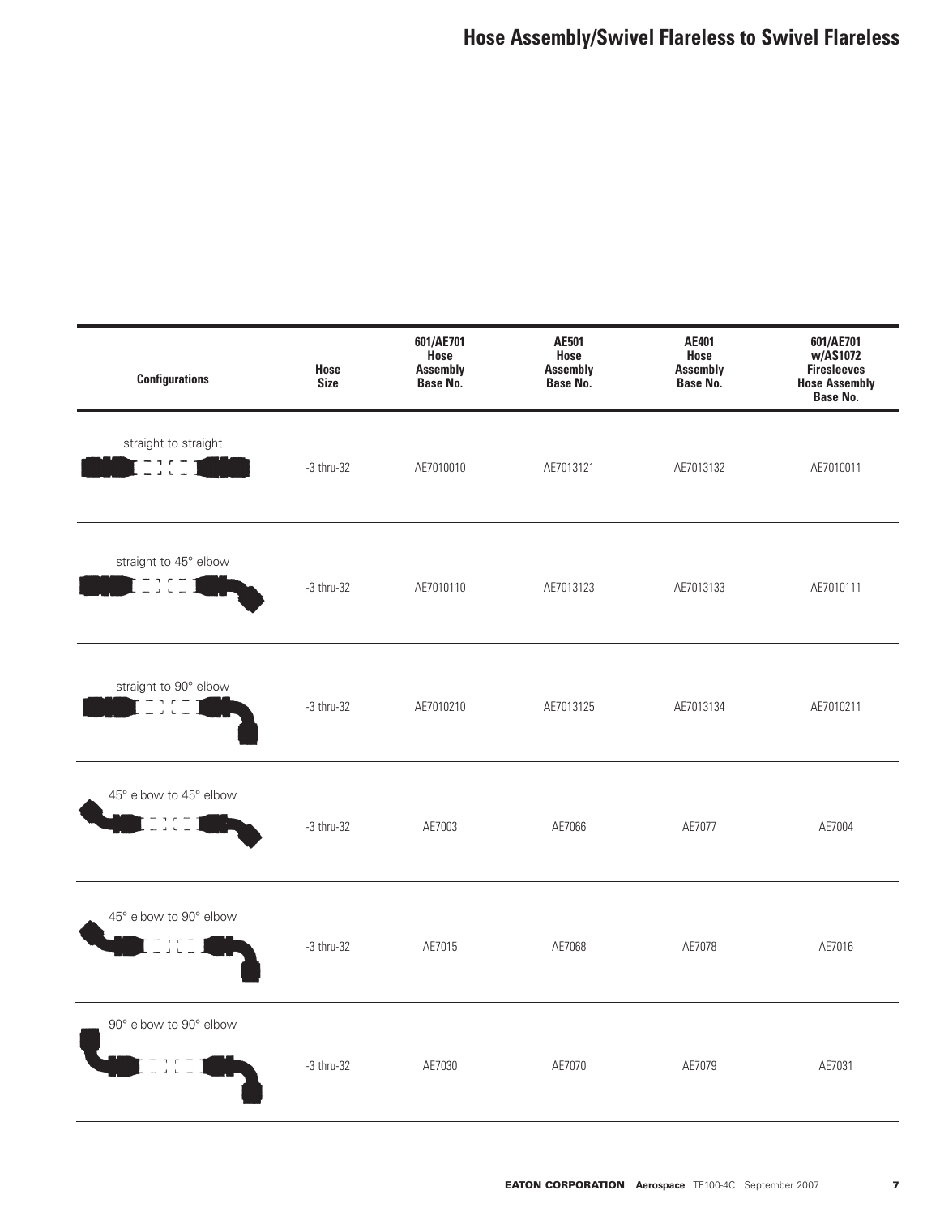# Hose Assembly/Swivel Flareless to Swivel Flareless

| Configurations | Hose Size | 601/AE701 Hose Assembly Base No. | AE501 Hose Assembly Base No. | AE401 Hose Assembly Base No. | 601/AE701 w/AS1072 Firesleeves Hose Assembly Base No. |
|---|---|---|---|---|---|
| straight to straight | -3 thru-32 | AE7010010 | AE7013121 | AE7013132 | AE7010011 |
| straight to 45° elbow | -3 thru-32 | AE7010110 | AE7013123 | AE7013133 | AE7010111 |
| straight to 90° elbow | -3 thru-32 | AE7010210 | AE7013125 | AE7013134 | AE7010211 |
| 45° elbow to 45° elbow | -3 thru-32 | AE7003 | AE7066 | AE7077 | AE7004 |
| 45° elbow to 90° elbow | -3 thru-32 | AE7015 | AE7068 | AE7078 | AE7016 |
| 90° elbow to 90° elbow | -3 thru-32 | AE7030 | AE7070 | AE7079 | AE7031 |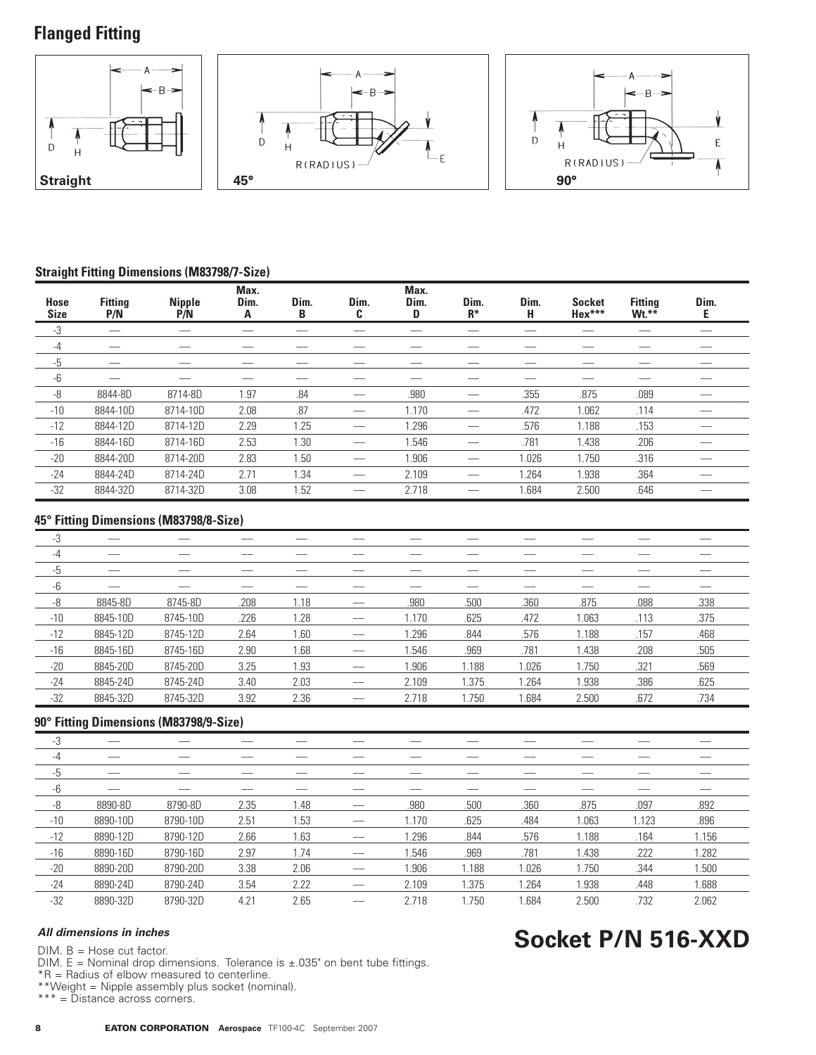## Flanged Fitting

Straight

45°

90°

### Straight Fitting Dimensions (M83798/7-Size)

| Hose Size | Fitting P/N | Nipple P/N | Max. Dim. A | Dim. B | Dim. C | Max. Dim. D | Dim. R* | Dim. H | Socket Hex*** | Fitting Wt.** | Dim. E |
|---|---|---|---|---|---|---|---|---|---|---|---|
| -3 | — | — | — | — | — | — | — | — | — | — | — |
| -4 | — | — | — | — | — | — | — | — | — | — | — |
| -5 | — | — | — | — | — | — | — | — | — | — | — |
| -6 | — | — | — | — | — | — | — | — | — | — | — |
| -8 | 8844-8D | 8714-8D | 1.97 | .84 | — | .980 | — | .355 | .875 | .089 | — |
| -10 | 8844-10D | 8714-10D | 2.08 | .87 | — | 1.170 | — | .472 | 1.062 | .114 | — |
| -12 | 8844-12D | 8714-12D | 2.29 | 1.25 | — | 1.296 | — | .576 | 1.188 | .153 | — |
| -16 | 8844-16D | 8714-16D | 2.53 | 1.30 | — | 1.546 | — | .781 | 1.438 | .206 | — |
| -20 | 8844-20D | 8714-20D | 2.83 | 1.50 | — | 1.906 | — | 1.026 | 1.750 | .316 | — |
| -24 | 8844-24D | 8714-24D | 2.71 | 1.34 | — | 2.109 | — | 1.264 | 1.938 | .364 | — |
| -32 | 8844-32D | 8714-32D | 3.08 | 1.52 | — | 2.718 | — | 1.684 | 2.500 | .646 | — |

### 45° Fitting Dimensions (M83798/8-Size)

| Hose Size | Fitting P/N | Nipple P/N | Max. Dim. A | Dim. B | Dim. C | Max. Dim. D | Dim. R* | Dim. H | Socket Hex*** | Fitting Wt.** | Dim. E |
|---|---|---|---|---|---|---|---|---|---|---|---|
| -3 | — | — | — | — | — | — | — | — | — | — | — |
| -4 | — | — | — | — | — | — | — | — | — | — | — |
| -5 | — | — | — | — | — | — | — | — | — | — | — |
| -6 | — | — | — | — | — | — | — | — | — | — | — |
| -8 | 8845-8D | 8745-8D | .208 | 1.18 | — | .980 | .500 | .360 | .875 | .088 | .338 |
| -10 | 8845-10D | 8745-10D | .226 | 1.28 | — | 1.170 | .625 | .472 | 1.063 | .113 | .375 |
| -12 | 8845-12D | 8745-12D | 2.64 | 1.60 | — | 1.296 | .844 | .576 | 1.188 | .157 | .468 |
| -16 | 8845-16D | 8745-16D | 2.90 | 1.68 | — | 1.546 | .969 | .781 | 1.438 | .208 | .505 |
| -20 | 8845-20D | 8745-20D | 3.25 | 1.93 | — | 1.906 | 1.188 | 1.026 | 1.750 | .321 | .569 |
| -24 | 8845-24D | 8745-24D | 3.40 | 2.03 | — | 2.109 | 1.375 | 1.264 | 1.938 | .386 | .625 |
| -32 | 8845-32D | 8745-32D | 3.92 | 2.36 | — | 2.718 | 1.750 | 1.684 | 2.500 | .672 | .734 |

### 90° Fitting Dimensions (M83798/9-Size)

| Hose Size | Fitting P/N | Nipple P/N | Max. Dim. A | Dim. B | Dim. C | Max. Dim. D | Dim. R* | Dim. H | Socket Hex*** | Fitting Wt.** | Dim. E |
|---|---|---|---|---|---|---|---|---|---|---|---|
| -3 | — | — | — | — | — | — | — | — | — | — | — |
| -4 | — | — | — | — | — | — | — | — | — | — | — |
| -5 | — | — | — | — | — | — | — | — | — | — | — |
| -6 | — | — | — | — | — | — | — | — | — | — | — |
| -8 | 8890-8D | 8790-8D | 2.35 | 1.48 | — | .980 | .500 | .360 | .875 | .097 | .892 |
| -10 | 8890-10D | 8790-10D | 2.51 | 1.53 | — | 1.170 | .625 | .484 | 1.063 | 1.123 | .896 |
| -12 | 8890-12D | 8790-12D | 2.66 | 1.63 | — | 1.296 | .844 | .576 | 1.188 | .164 | 1.156 |
| -16 | 8890-16D | 8790-16D | 2.97 | 1.74 | — | 1.546 | .969 | .781 | 1.438 | .222 | 1.282 |
| -20 | 8890-20D | 8790-20D | 3.38 | 2.06 | — | 1.906 | 1.188 | 1.026 | 1.750 | .344 | 1.500 |
| -24 | 8890-24D | 8790-24D | 3.54 | 2.22 | — | 2.109 | 1.375 | 1.264 | 1.938 | .448 | 1.688 |
| -32 | 8890-32D | 8790-32D | 4.21 | 2.65 | — | 2.718 | 1.750 | 1.684 | 2.500 | .732 | 2.062 |

***All dimensions in inches***

DIM. B = Hose cut factor.
DIM. E = Nominal drop dimensions. Tolerance is ±.035" on bent tube fittings.
*R = Radius of elbow measured to centerline.
**Weight = Nipple assembly plus socket (nominal).
*** = Distance across corners.

## Socket P/N 516-XXD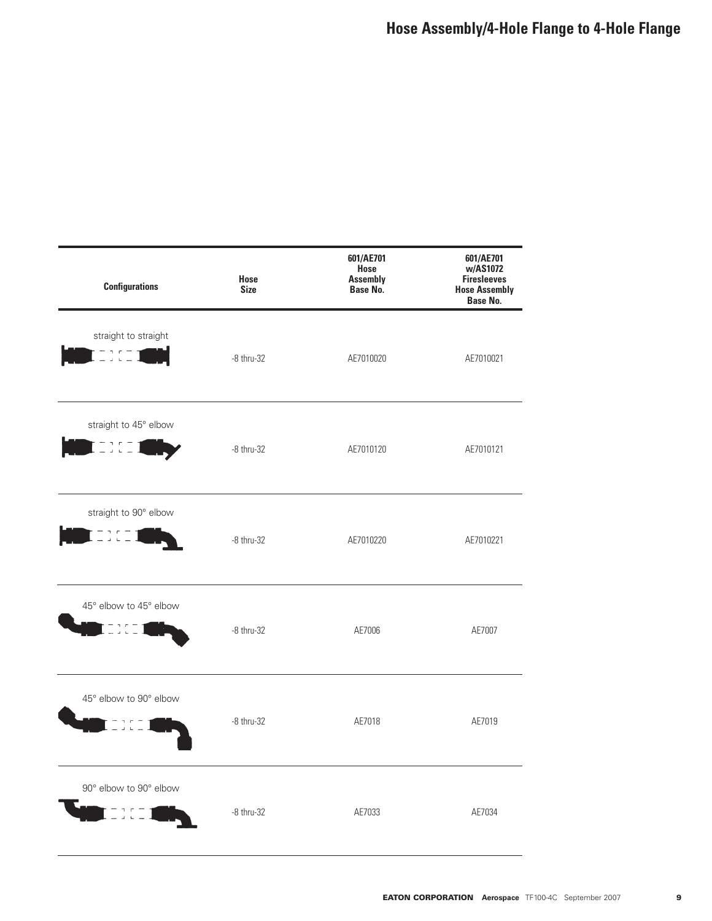# Hose Assembly/4-Hole Flange to 4-Hole Flange

| Configurations | Hose Size | 601/AE701 Hose Assembly Base No. | 601/AE701 w/AS1072 Firesleeves Hose Assembly Base No. |
|---|---|---|---|
| straight to straight | -8 thru-32 | AE7010020 | AE7010021 |
| straight to 45° elbow | -8 thru-32 | AE7010120 | AE7010121 |
| straight to 90° elbow | -8 thru-32 | AE7010220 | AE7010221 |
| 45° elbow to 45° elbow | -8 thru-32 | AE7006 | AE7007 |
| 45° elbow to 90° elbow | -8 thru-32 | AE7018 | AE7019 |
| 90° elbow to 90° elbow | -8 thru-32 | AE7033 | AE7034 |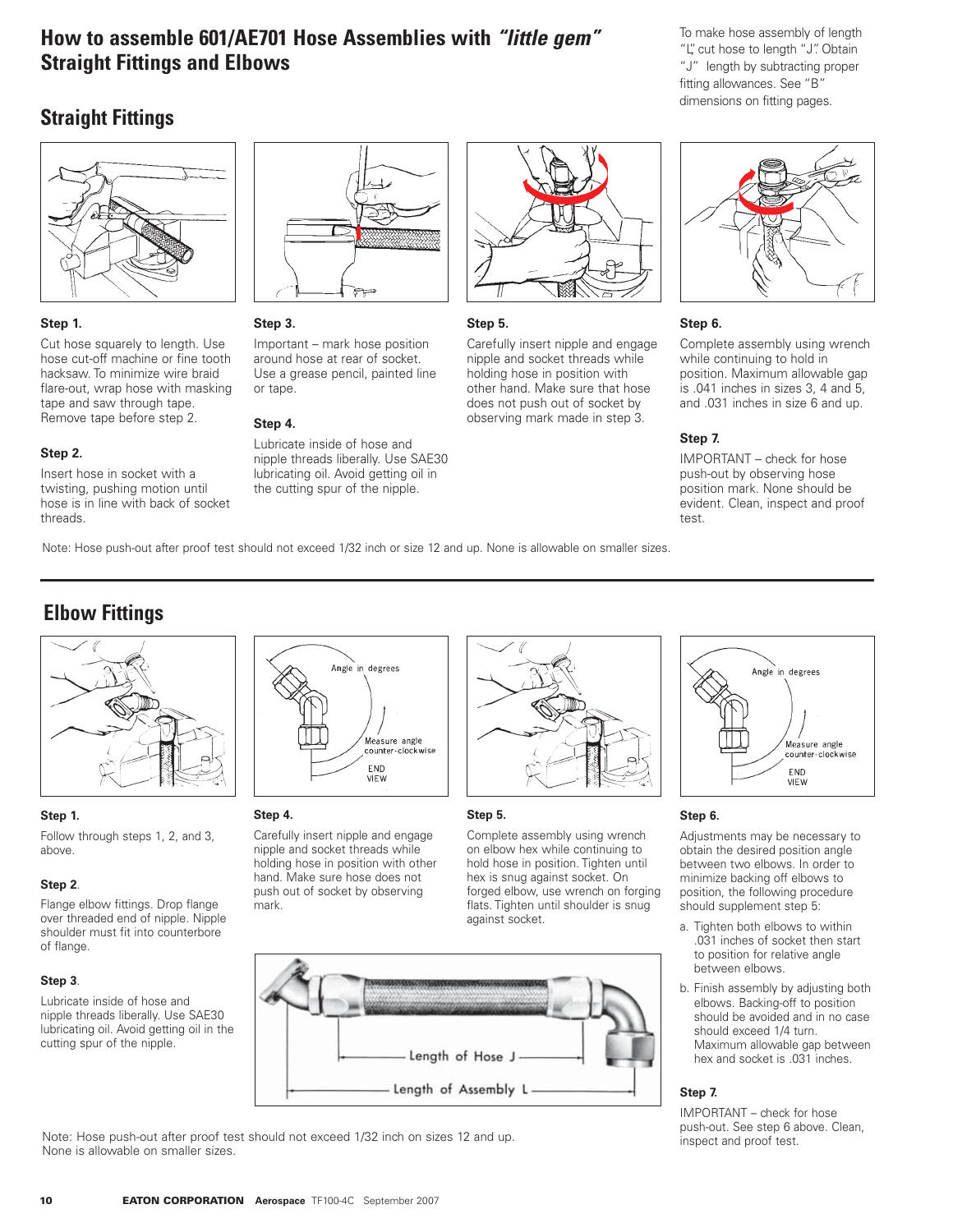# How to assemble 601/AE701 Hose Assemblies with *"little gem"* Straight Fittings and Elbows

To make hose assembly of length "L", cut hose to length "J". Obtain "J" length by subtracting proper fitting allowances. See "B" dimensions on fitting pages.

## Straight Fittings

**Step 1.**

Cut hose squarely to length. Use hose cut-off machine or fine tooth hacksaw. To minimize wire braid flare-out, wrap hose with masking tape and saw through tape. Remove tape before step 2.

**Step 2.**

Insert hose in socket with a twisting, pushing motion until hose is in line with back of socket threads.

**Step 3.**

Important – mark hose position around hose at rear of socket. Use a grease pencil, painted line or tape.

**Step 4.**

Lubricate inside of hose and nipple threads liberally. Use SAE30 lubricating oil. Avoid getting oil in the cutting spur of the nipple.

**Step 5.**

Carefully insert nipple and engage nipple and socket threads while holding hose in position with other hand. Make sure that hose does not push out of socket by observing mark made in step 3.

**Step 6.**

Complete assembly using wrench while continuing to hold in position. Maximum allowable gap is .041 inches in sizes 3, 4 and 5, and .031 inches in size 6 and up.

**Step 7.**

IMPORTANT – check for hose push-out by observing hose position mark. None should be evident. Clean, inspect and proof test.

Note: Hose push-out after proof test should not exceed 1/32 inch or size 12 and up. None is allowable on smaller sizes.

## Elbow Fittings

**Step 1.**

Follow through steps 1, 2, and 3, above.

**Step 2.**

Flange elbow fittings. Drop flange over threaded end of nipple. Nipple shoulder must fit into counterbore of flange.

**Step 3.**

Lubricate inside of hose and nipple threads liberally. Use SAE30 lubricating oil. Avoid getting oil in the cutting spur of the nipple.

**Step 4.**

Carefully insert nipple and engage nipple and socket threads while holding hose in position with other hand. Make sure hose does not push out of socket by observing mark.

Angle in degrees

Measure angle counter-clockwise

END VIEW

**Step 5.**

Complete assembly using wrench on elbow hex while continuing to hold hose in position. Tighten until hex is snug against socket. On forged elbow, use wrench on forging flats. Tighten until shoulder is snug against socket.

Length of Hose J

Length of Assembly L

**Step 6.**

Adjustments may be necessary to obtain the desired position angle between two elbows. In order to minimize backing off elbows to position, the following procedure should supplement step 5:

a. Tighten both elbows to within .031 inches of socket then start to position for relative angle between elbows.

b. Finish assembly by adjusting both elbows. Backing-off to position should be avoided and in no case should exceed 1/4 turn. Maximum allowable gap between hex and socket is .031 inches.

Angle in degrees

Measure angle counter-clockwise

END VIEW

**Step 7.**

IMPORTANT – check for hose push-out. See step 6 above. Clean, inspect and proof test.

Note: Hose push-out after proof test should not exceed 1/32 inch on sizes 12 and up. None is allowable on smaller sizes.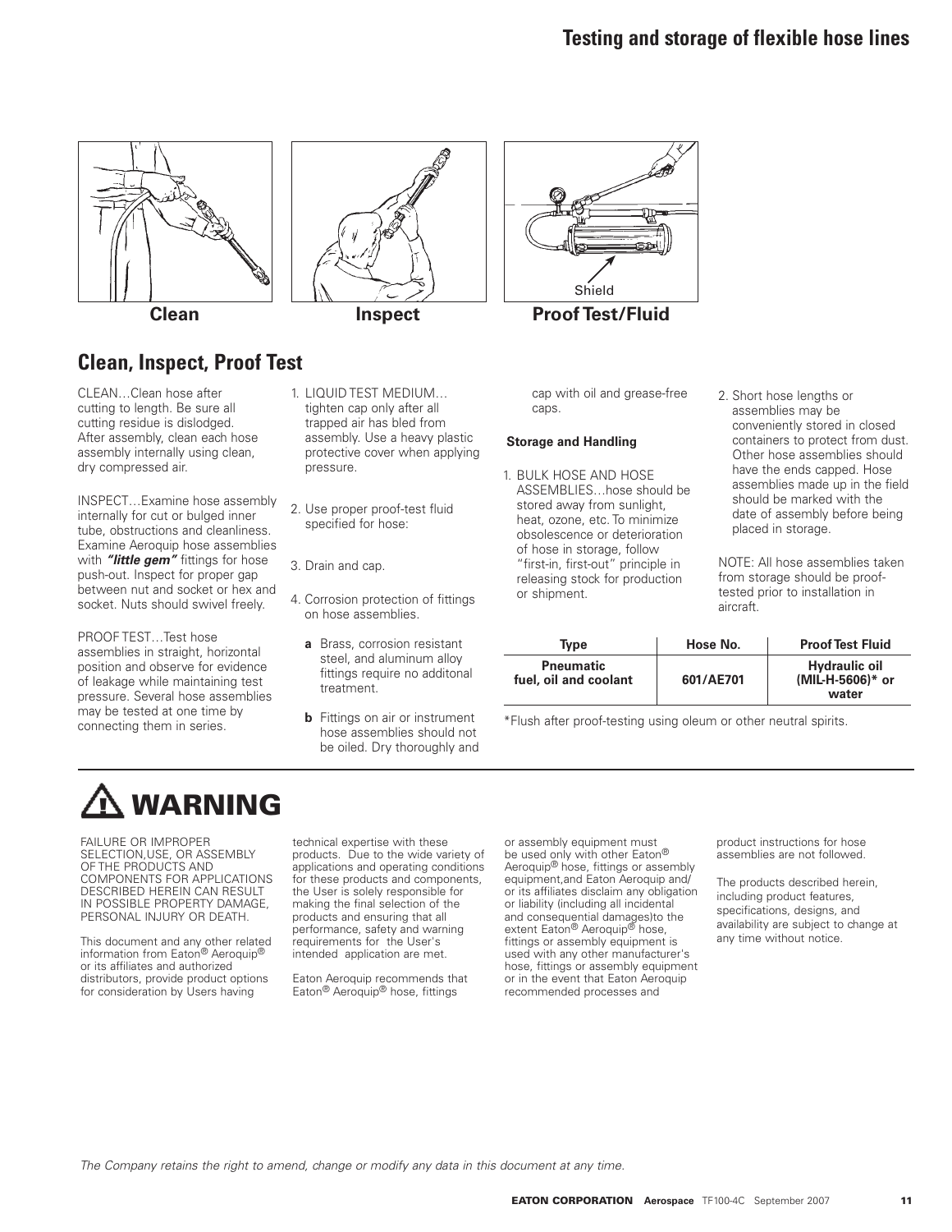# Testing and storage of flexible hose lines

Shield

**Clean** **Inspect** **Proof Test/Fluid**

## Clean, Inspect, Proof Test

CLEAN…Clean hose after cutting to length. Be sure all cutting residue is dislodged. After assembly, clean each hose assembly internally using clean, dry compressed air.

INSPECT…Examine hose assembly internally for cut or bulged inner tube, obstructions and cleanliness. Examine Aeroquip hose assemblies with ***"little gem"*** fittings for hose push-out. Inspect for proper gap between nut and socket or hex and socket. Nuts should swivel freely.

PROOF TEST…Test hose assemblies in straight, horizontal position and observe for evidence of leakage while maintaining test pressure. Several hose assemblies may be tested at one time by connecting them in series.

1. LIQUID TEST MEDIUM… tighten cap only after all trapped air has bled from assembly. Use a heavy plastic protective cover when applying pressure.
2. Use proper proof-test fluid specified for hose:
3. Drain and cap.
4. Corrosion protection of fittings on hose assemblies.
   - **a** Brass, corrosion resistant steel, and aluminum alloy fittings require no additonal treatment.
   - **b** Fittings on air or instrument hose assemblies should not be oiled. Dry thoroughly and cap with oil and grease-free caps.

**Storage and Handling**

1. BULK HOSE AND HOSE ASSEMBLIES…hose should be stored away from sunlight, heat, ozone, etc. To minimize obsolescence or deterioration of hose in storage, follow "first-in, first-out" principle in releasing stock for production or shipment.
2. Short hose lengths or assemblies may be conveniently stored in closed containers to protect from dust. Other hose assemblies should have the ends capped. Hose assemblies made up in the field should be marked with the date of assembly before being placed in storage.

NOTE: All hose assemblies taken from storage should be proof-tested prior to installation in aircraft.

| Type | Hose No. | Proof Test Fluid |
|---|---|---|
| **Pneumatic fuel, oil and coolant** | **601/AE701** | **Hydraulic oil (MIL-H-5606)* or water** |

*Flush after proof-testing using oleum or other neutral spirits.

## ⚠ WARNING

FAILURE OR IMPROPER SELECTION,USE, OR ASSEMBLY OF THE PRODUCTS AND COMPONENTS FOR APPLICATIONS DESCRIBED HEREIN CAN RESULT IN POSSIBLE PROPERTY DAMAGE, PERSONAL INJURY OR DEATH.

This document and any other related information from Eaton® Aeroquip® or its affiliates and authorized distributors, provide product options for consideration by Users having technical expertise with these products. Due to the wide variety of applications and operating conditions for these products and components, the User is solely responsible for making the final selection of the products and ensuring that all performance, safety and warning requirements for the User's intended application are met.

Eaton Aeroquip recommends that Eaton® Aeroquip® hose, fittings or assembly equipment must be used only with other Eaton® Aeroquip® hose, fittings or assembly equipment,and Eaton Aeroquip and/or its affiliates disclaim any obligation or liability (including all incidental and consequential damages)to the extent Eaton® Aeroquip® hose, fittings or assembly equipment is used with any other manufacturer's hose, fittings or assembly equipment or in the event that Eaton Aeroquip recommended processes and product instructions for hose assemblies are not followed.

The products described herein, including product features, specifications, designs, and availability are subject to change at any time without notice.

*The Company retains the right to amend, change or modify any data in this document at any time.*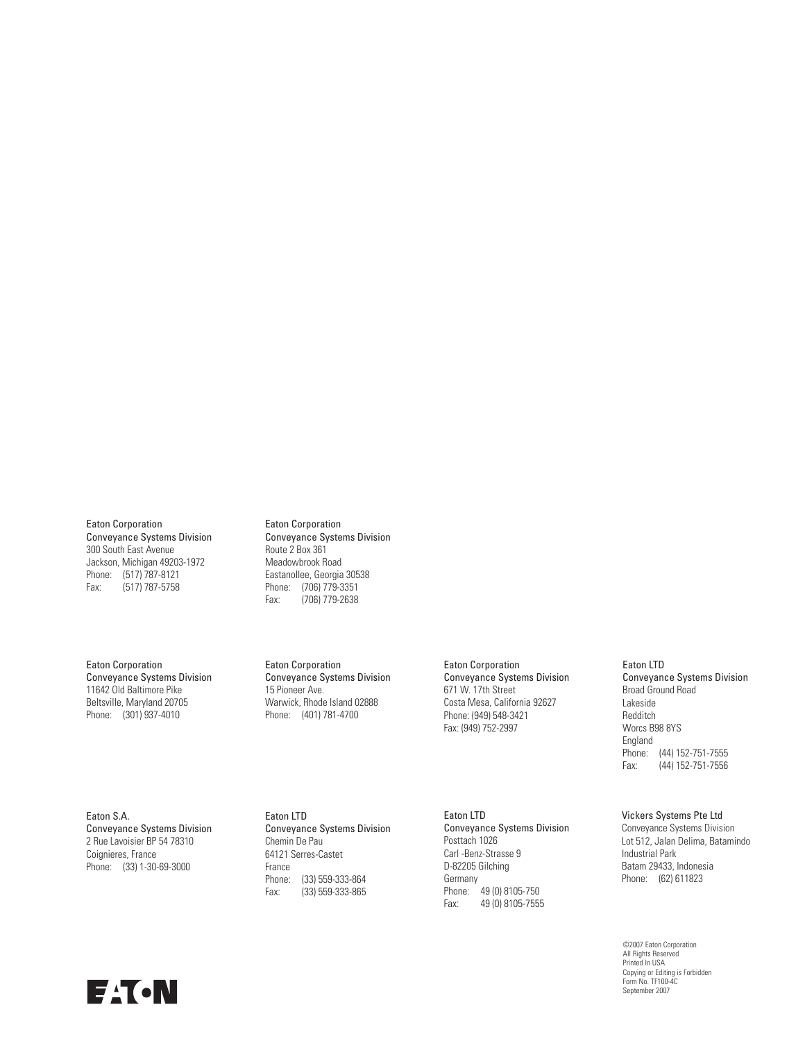Eaton Corporation
Conveyance Systems Division
300 South East Avenue
Jackson, Michigan 49203-1972
Phone: (517) 787-8121
Fax: (517) 787-5758

Eaton Corporation
Conveyance Systems Division
Route 2 Box 361
Meadowbrook Road
Eastanollee, Georgia 30538
Phone: (706) 779-3351
Fax: (706) 779-2638

Eaton Corporation
Conveyance Systems Division
11642 Old Baltimore Pike
Beltsville, Maryland 20705
Phone: (301) 937-4010

Eaton Corporation
Conveyance Systems Division
15 Pioneer Ave.
Warwick, Rhode Island 02888
Phone: (401) 781-4700

Eaton Corporation
Conveyance Systems Division
671 W. 17th Street
Costa Mesa, California 92627
Phone: (949) 548-3421
Fax: (949) 752-2997

Eaton LTD
Conveyance Systems Division
Broad Ground Road
Lakeside
Redditch
Worcs B98 8YS
England
Phone: (44) 152-751-7555
Fax: (44) 152-751-7556

Eaton S.A.
Conveyance Systems Division
2 Rue Lavoisier BP 54 78310
Coignieres, France
Phone: (33) 1-30-69-3000

Eaton LTD
Conveyance Systems Division
Chemin De Pau
64121 Serres-Castet
France
Phone: (33) 559-333-864
Fax: (33) 559-333-865

Eaton LTD
Conveyance Systems Division
Posttach 1026
Carl -Benz-Strasse 9
D-82205 Gilching
Germany
Phone: 49 (0) 8105-750
Fax: 49 (0) 8105-7555

Vickers Systems Pte Ltd
Conveyance Systems Division
Lot 512, Jalan Delima, Batamindo
Industrial Park
Batam 29433, Indonesia
Phone: (62) 611823

EATON

©2007 Eaton Corporation
All Rights Reserved
Printed In USA
Copying or Editing is Forbidden
Form No. TF100-4C
September 2007